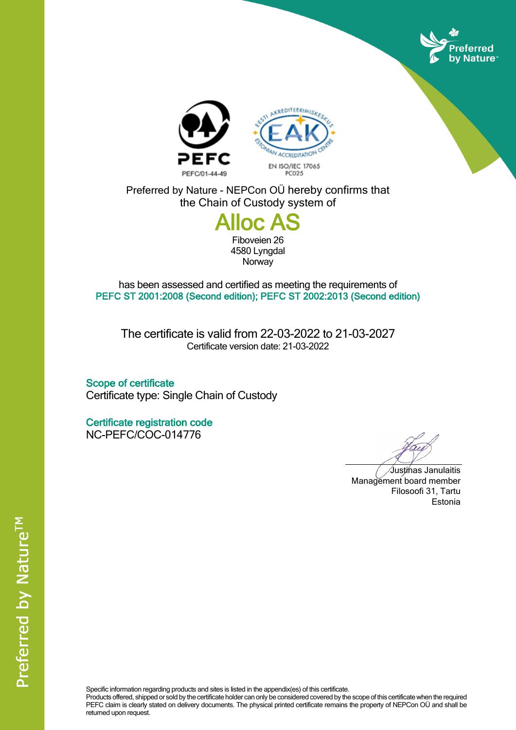PEFC/01-44-49

EN ISO/IEC 17065
PC025

Preferred by Nature - NEPCon OÜ hereby confirms that the Chain of Custody system of

# Alloc AS

Fiboveien 26
4580 Lyngdal
Norway

has been assessed and certified as meeting the requirements of
PEFC ST 2001:2008 (Second edition); PEFC ST 2002:2013 (Second edition)

The certificate is valid from 22-03-2022 to 21-03-2027
Certificate version date: 21-03-2022

**Scope of certificate**
Certificate type: Single Chain of Custody

**Certificate registration code**
NC-PEFC/COC-014776

Justinas Janulaitis
Management board member
Filosoofi 31, Tartu
Estonia

Specific information regarding products and sites is listed in the appendix(es) of this certificate.
Products offered, shipped or sold by the certificate holder can only be considered covered by the scope of this certificate when the required PEFC claim is clearly stated on delivery documents. The physical printed certificate remains the property of NEPCon OÜ and shall be returned upon request.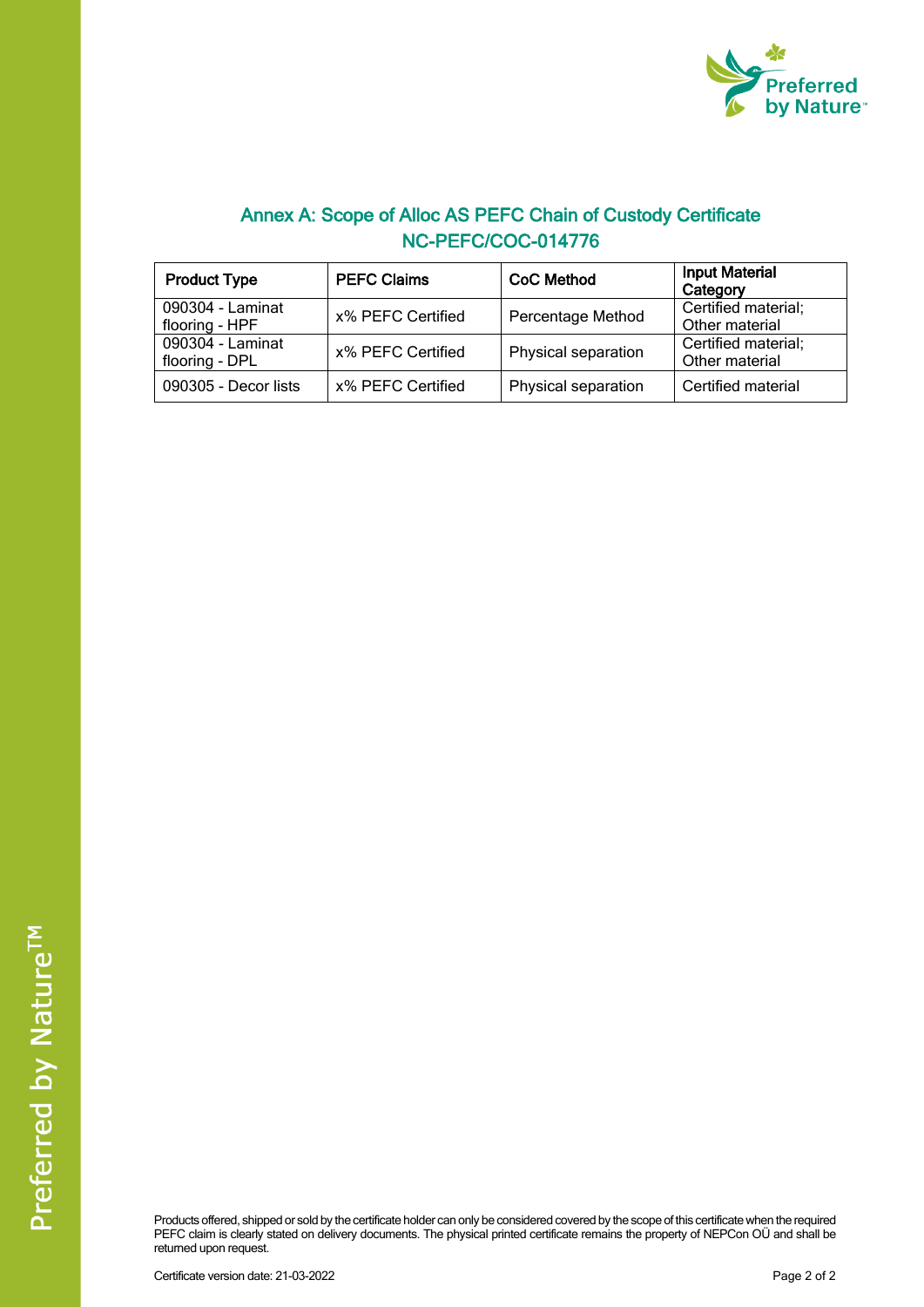## Annex A: Scope of Alloc AS PEFC Chain of Custody Certificate NC-PEFC/COC-014776

| Product Type | PEFC Claims | CoC Method | Input Material Category |
|---|---|---|---|
| 090304 - Laminat flooring - HPF | x% PEFC Certified | Percentage Method | Certified material; Other material |
| 090304 - Laminat flooring - DPL | x% PEFC Certified | Physical separation | Certified material; Other material |
| 090305 - Decor lists | x% PEFC Certified | Physical separation | Certified material |

Products offered, shipped or sold by the certificate holder can only be considered covered by the scope of this certificate when the required PEFC claim is clearly stated on delivery documents. The physical printed certificate remains the property of NEPCon OÜ and shall be returned upon request.

Certificate version date: 21-03-2022